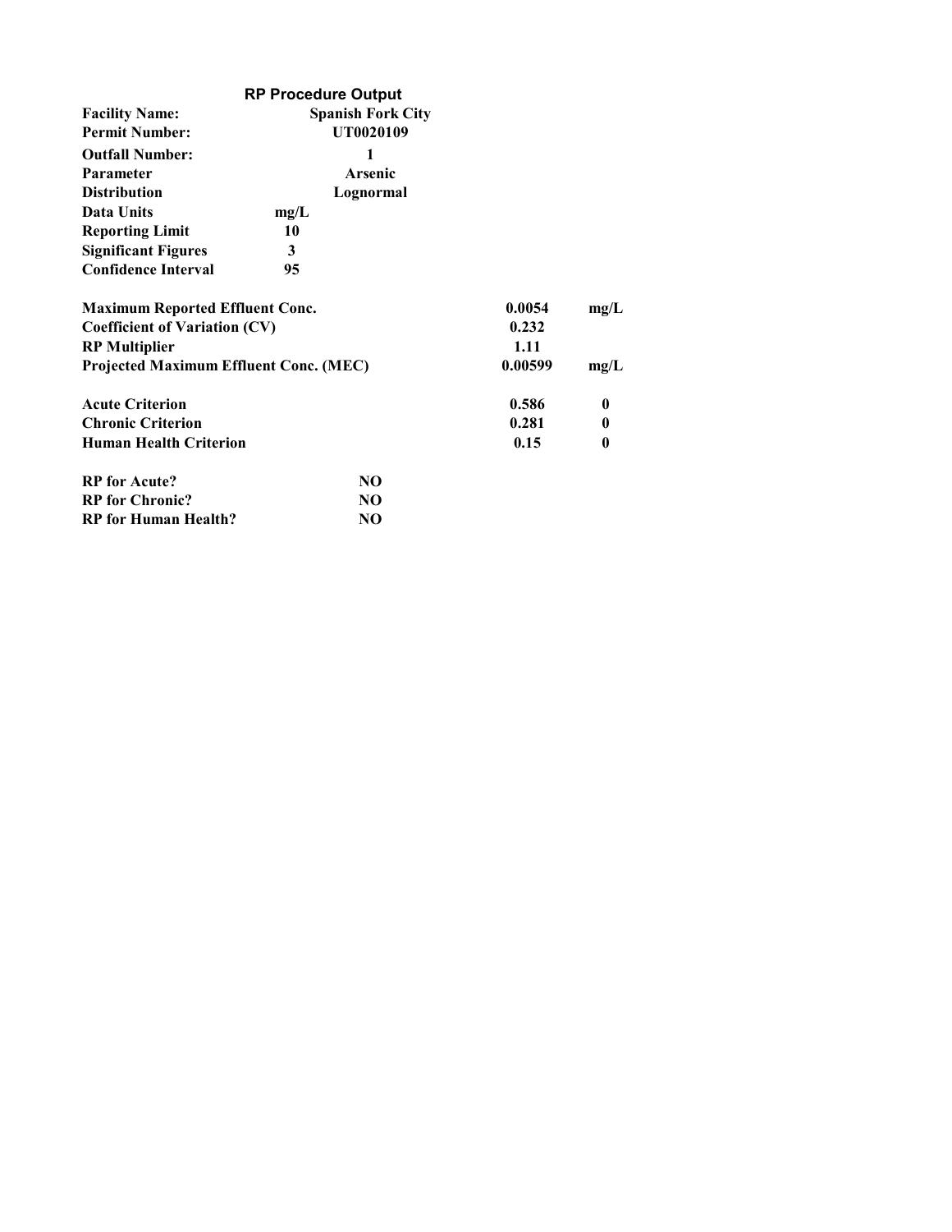## RP Procedure Output

| | |
|---|---|
| **Facility Name:** | **Spanish Fork City** |
| **Permit Number:** | **UT0020109** |
| **Outfall Number:** | **1** |
| **Parameter** | **Arsenic** |
| **Distribution** | **Lognormal** |
| **Data Units** | **mg/L** |
| **Reporting Limit** | **10** |
| **Significant Figures** | **3** |
| **Confidence Interval** | **95** |

| | | |
|---|---|---|
| **Maximum Reported Effluent Conc.** | **0.0054** | **mg/L** |
| **Coefficient of Variation (CV)** | **0.232** | |
| **RP Multiplier** | **1.11** | |
| **Projected Maximum Effluent Conc. (MEC)** | **0.00599** | **mg/L** |

| | | |
|---|---|---|
| **Acute Criterion** | **0.586** | **0** |
| **Chronic Criterion** | **0.281** | **0** |
| **Human Health Criterion** | **0.15** | **0** |

| | |
|---|---|
| **RP for Acute?** | **NO** |
| **RP for Chronic?** | **NO** |
| **RP for Human Health?** | **NO** |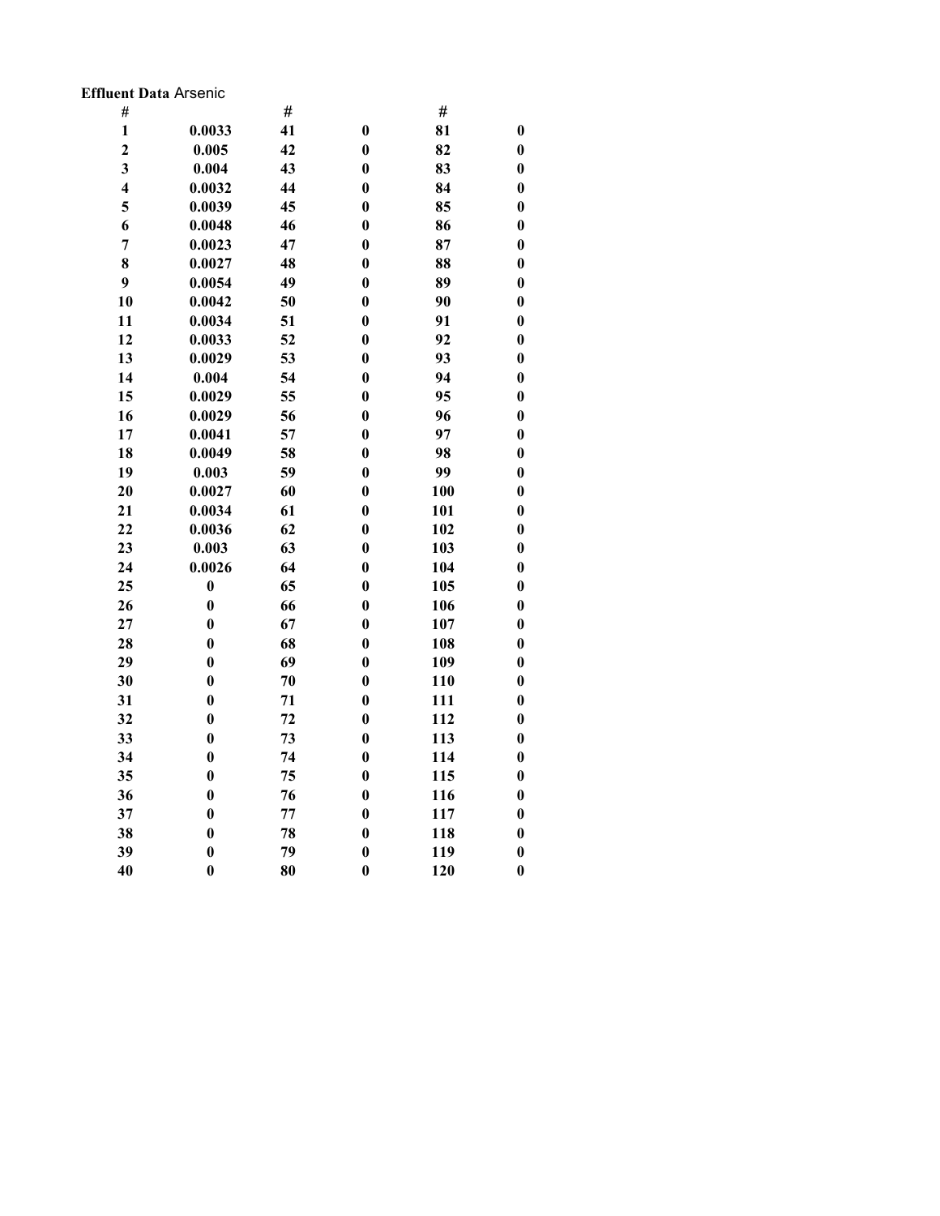**Effluent Data** Arsenic

| # | | # | | # | |
|---|---|---|---|---|---|
| 1 | 0.0033 | 41 | 0 | 81 | 0 |
| 2 | 0.005 | 42 | 0 | 82 | 0 |
| 3 | 0.004 | 43 | 0 | 83 | 0 |
| 4 | 0.0032 | 44 | 0 | 84 | 0 |
| 5 | 0.0039 | 45 | 0 | 85 | 0 |
| 6 | 0.0048 | 46 | 0 | 86 | 0 |
| 7 | 0.0023 | 47 | 0 | 87 | 0 |
| 8 | 0.0027 | 48 | 0 | 88 | 0 |
| 9 | 0.0054 | 49 | 0 | 89 | 0 |
| 10 | 0.0042 | 50 | 0 | 90 | 0 |
| 11 | 0.0034 | 51 | 0 | 91 | 0 |
| 12 | 0.0033 | 52 | 0 | 92 | 0 |
| 13 | 0.0029 | 53 | 0 | 93 | 0 |
| 14 | 0.004 | 54 | 0 | 94 | 0 |
| 15 | 0.0029 | 55 | 0 | 95 | 0 |
| 16 | 0.0029 | 56 | 0 | 96 | 0 |
| 17 | 0.0041 | 57 | 0 | 97 | 0 |
| 18 | 0.0049 | 58 | 0 | 98 | 0 |
| 19 | 0.003 | 59 | 0 | 99 | 0 |
| 20 | 0.0027 | 60 | 0 | 100 | 0 |
| 21 | 0.0034 | 61 | 0 | 101 | 0 |
| 22 | 0.0036 | 62 | 0 | 102 | 0 |
| 23 | 0.003 | 63 | 0 | 103 | 0 |
| 24 | 0.0026 | 64 | 0 | 104 | 0 |
| 25 | 0 | 65 | 0 | 105 | 0 |
| 26 | 0 | 66 | 0 | 106 | 0 |
| 27 | 0 | 67 | 0 | 107 | 0 |
| 28 | 0 | 68 | 0 | 108 | 0 |
| 29 | 0 | 69 | 0 | 109 | 0 |
| 30 | 0 | 70 | 0 | 110 | 0 |
| 31 | 0 | 71 | 0 | 111 | 0 |
| 32 | 0 | 72 | 0 | 112 | 0 |
| 33 | 0 | 73 | 0 | 113 | 0 |
| 34 | 0 | 74 | 0 | 114 | 0 |
| 35 | 0 | 75 | 0 | 115 | 0 |
| 36 | 0 | 76 | 0 | 116 | 0 |
| 37 | 0 | 77 | 0 | 117 | 0 |
| 38 | 0 | 78 | 0 | 118 | 0 |
| 39 | 0 | 79 | 0 | 119 | 0 |
| 40 | 0 | 80 | 0 | 120 | 0 |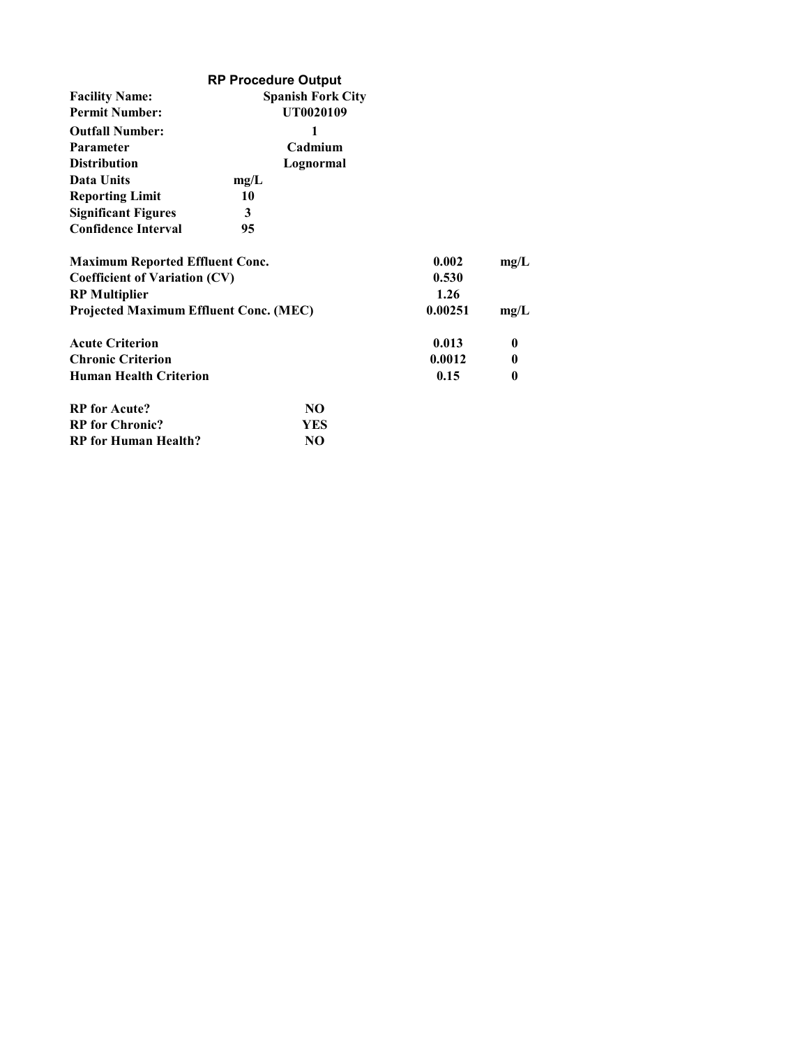## RP Procedure Output

| | |
|---|---|
| **Facility Name:** | **Spanish Fork City** |
| **Permit Number:** | **UT0020109** |
| **Outfall Number:** | **1** |
| **Parameter** | **Cadmium** |
| **Distribution** | **Lognormal** |
| **Data Units** | **mg/L** |
| **Reporting Limit** | **10** |
| **Significant Figures** | **3** |
| **Confidence Interval** | **95** |

| | | |
|---|---|---|
| **Maximum Reported Effluent Conc.** | **0.002** | **mg/L** |
| **Coefficient of Variation (CV)** | **0.530** | |
| **RP Multiplier** | **1.26** | |
| **Projected Maximum Effluent Conc. (MEC)** | **0.00251** | **mg/L** |

| | | |
|---|---|---|
| **Acute Criterion** | **0.013** | **0** |
| **Chronic Criterion** | **0.0012** | **0** |
| **Human Health Criterion** | **0.15** | **0** |

| | |
|---|---|
| **RP for Acute?** | **NO** |
| **RP for Chronic?** | **YES** |
| **RP for Human Health?** | **NO** |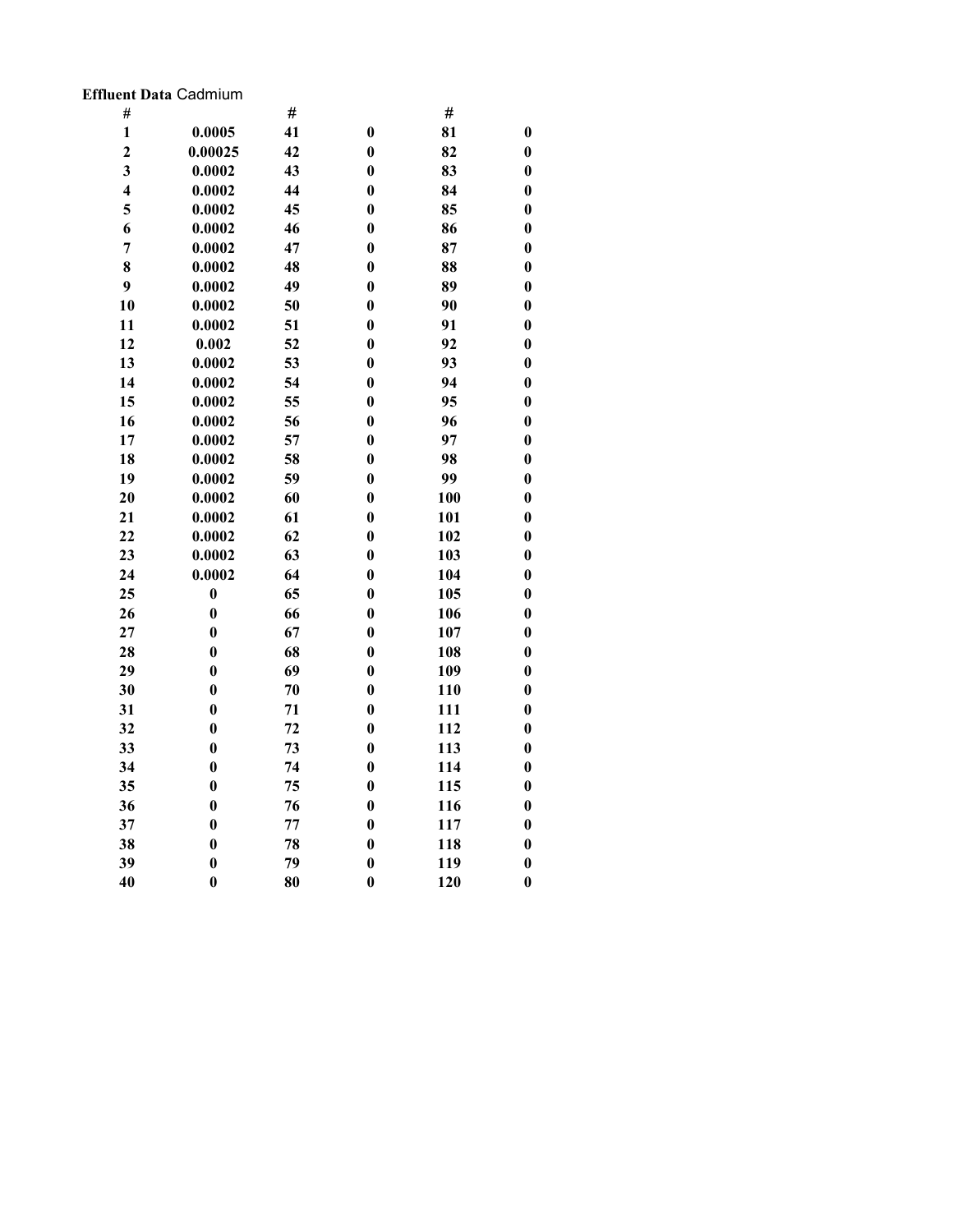**Effluent Data** Cadmium

| # | | # | | # | |
|---|---|---|---|---|---|
| **1** | **0.0005** | **41** | **0** | **81** | **0** |
| **2** | **0.00025** | **42** | **0** | **82** | **0** |
| **3** | **0.0002** | **43** | **0** | **83** | **0** |
| **4** | **0.0002** | **44** | **0** | **84** | **0** |
| **5** | **0.0002** | **45** | **0** | **85** | **0** |
| **6** | **0.0002** | **46** | **0** | **86** | **0** |
| **7** | **0.0002** | **47** | **0** | **87** | **0** |
| **8** | **0.0002** | **48** | **0** | **88** | **0** |
| **9** | **0.0002** | **49** | **0** | **89** | **0** |
| **10** | **0.0002** | **50** | **0** | **90** | **0** |
| **11** | **0.0002** | **51** | **0** | **91** | **0** |
| **12** | **0.002** | **52** | **0** | **92** | **0** |
| **13** | **0.0002** | **53** | **0** | **93** | **0** |
| **14** | **0.0002** | **54** | **0** | **94** | **0** |
| **15** | **0.0002** | **55** | **0** | **95** | **0** |
| **16** | **0.0002** | **56** | **0** | **96** | **0** |
| **17** | **0.0002** | **57** | **0** | **97** | **0** |
| **18** | **0.0002** | **58** | **0** | **98** | **0** |
| **19** | **0.0002** | **59** | **0** | **99** | **0** |
| **20** | **0.0002** | **60** | **0** | **100** | **0** |
| **21** | **0.0002** | **61** | **0** | **101** | **0** |
| **22** | **0.0002** | **62** | **0** | **102** | **0** |
| **23** | **0.0002** | **63** | **0** | **103** | **0** |
| **24** | **0.0002** | **64** | **0** | **104** | **0** |
| **25** | **0** | **65** | **0** | **105** | **0** |
| **26** | **0** | **66** | **0** | **106** | **0** |
| **27** | **0** | **67** | **0** | **107** | **0** |
| **28** | **0** | **68** | **0** | **108** | **0** |
| **29** | **0** | **69** | **0** | **109** | **0** |
| **30** | **0** | **70** | **0** | **110** | **0** |
| **31** | **0** | **71** | **0** | **111** | **0** |
| **32** | **0** | **72** | **0** | **112** | **0** |
| **33** | **0** | **73** | **0** | **113** | **0** |
| **34** | **0** | **74** | **0** | **114** | **0** |
| **35** | **0** | **75** | **0** | **115** | **0** |
| **36** | **0** | **76** | **0** | **116** | **0** |
| **37** | **0** | **77** | **0** | **117** | **0** |
| **38** | **0** | **78** | **0** | **118** | **0** |
| **39** | **0** | **79** | **0** | **119** | **0** |
| **40** | **0** | **80** | **0** | **120** | **0** |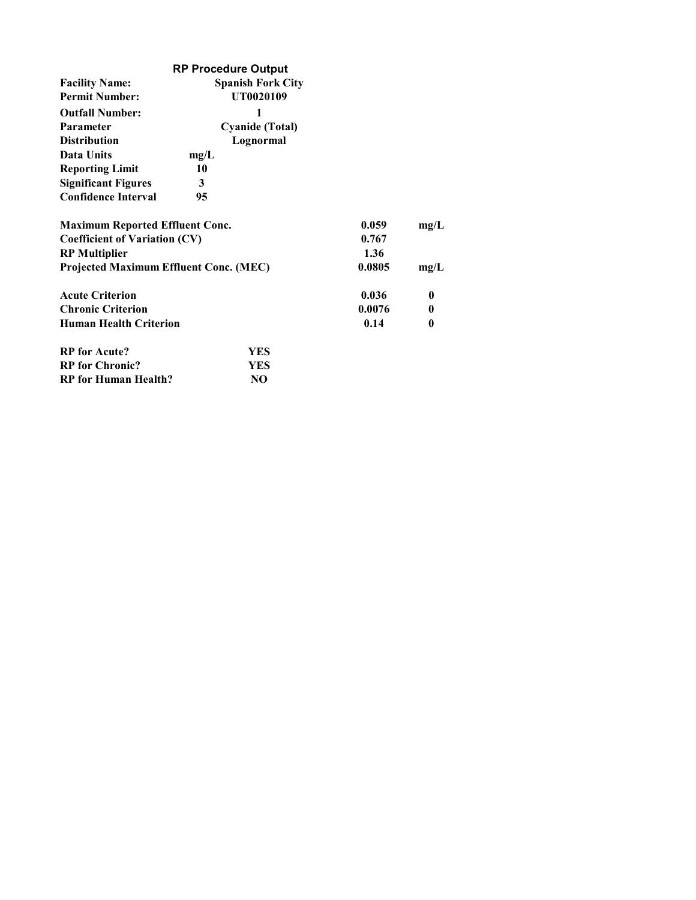## RP Procedure Output

| | |
|---|---|
| **Facility Name:** | **Spanish Fork City** |
| **Permit Number:** | **UT0020109** |
| **Outfall Number:** | **1** |
| **Parameter** | **Cyanide (Total)** |
| **Distribution** | **Lognormal** |
| **Data Units** | **mg/L** |
| **Reporting Limit** | **10** |
| **Significant Figures** | **3** |
| **Confidence Interval** | **95** |

| | | |
|---|---|---|
| **Maximum Reported Effluent Conc.** | **0.059** | **mg/L** |
| **Coefficient of Variation (CV)** | **0.767** | |
| **RP Multiplier** | **1.36** | |
| **Projected Maximum Effluent Conc. (MEC)** | **0.0805** | **mg/L** |

| | | |
|---|---|---|
| **Acute Criterion** | **0.036** | **0** |
| **Chronic Criterion** | **0.0076** | **0** |
| **Human Health Criterion** | **0.14** | **0** |

| | |
|---|---|
| **RP for Acute?** | **YES** |
| **RP for Chronic?** | **YES** |
| **RP for Human Health?** | **NO** |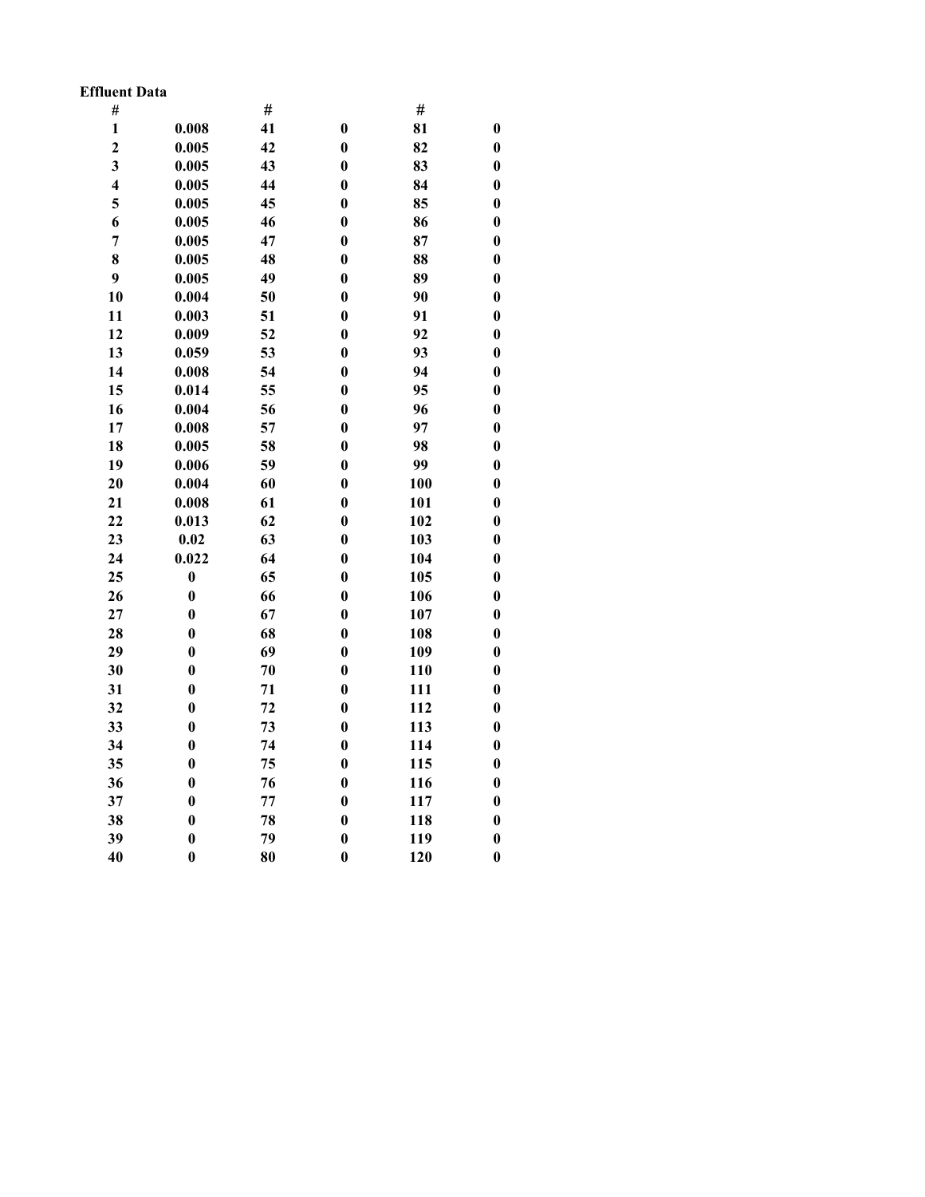**Effluent Data**

| # | | # | | # | |
|---|---|---|---|---|---|
| 1 | 0.008 | 41 | 0 | 81 | 0 |
| 2 | 0.005 | 42 | 0 | 82 | 0 |
| 3 | 0.005 | 43 | 0 | 83 | 0 |
| 4 | 0.005 | 44 | 0 | 84 | 0 |
| 5 | 0.005 | 45 | 0 | 85 | 0 |
| 6 | 0.005 | 46 | 0 | 86 | 0 |
| 7 | 0.005 | 47 | 0 | 87 | 0 |
| 8 | 0.005 | 48 | 0 | 88 | 0 |
| 9 | 0.005 | 49 | 0 | 89 | 0 |
| 10 | 0.004 | 50 | 0 | 90 | 0 |
| 11 | 0.003 | 51 | 0 | 91 | 0 |
| 12 | 0.009 | 52 | 0 | 92 | 0 |
| 13 | 0.059 | 53 | 0 | 93 | 0 |
| 14 | 0.008 | 54 | 0 | 94 | 0 |
| 15 | 0.014 | 55 | 0 | 95 | 0 |
| 16 | 0.004 | 56 | 0 | 96 | 0 |
| 17 | 0.008 | 57 | 0 | 97 | 0 |
| 18 | 0.005 | 58 | 0 | 98 | 0 |
| 19 | 0.006 | 59 | 0 | 99 | 0 |
| 20 | 0.004 | 60 | 0 | 100 | 0 |
| 21 | 0.008 | 61 | 0 | 101 | 0 |
| 22 | 0.013 | 62 | 0 | 102 | 0 |
| 23 | 0.02 | 63 | 0 | 103 | 0 |
| 24 | 0.022 | 64 | 0 | 104 | 0 |
| 25 | 0 | 65 | 0 | 105 | 0 |
| 26 | 0 | 66 | 0 | 106 | 0 |
| 27 | 0 | 67 | 0 | 107 | 0 |
| 28 | 0 | 68 | 0 | 108 | 0 |
| 29 | 0 | 69 | 0 | 109 | 0 |
| 30 | 0 | 70 | 0 | 110 | 0 |
| 31 | 0 | 71 | 0 | 111 | 0 |
| 32 | 0 | 72 | 0 | 112 | 0 |
| 33 | 0 | 73 | 0 | 113 | 0 |
| 34 | 0 | 74 | 0 | 114 | 0 |
| 35 | 0 | 75 | 0 | 115 | 0 |
| 36 | 0 | 76 | 0 | 116 | 0 |
| 37 | 0 | 77 | 0 | 117 | 0 |
| 38 | 0 | 78 | 0 | 118 | 0 |
| 39 | 0 | 79 | 0 | 119 | 0 |
| 40 | 0 | 80 | 0 | 120 | 0 |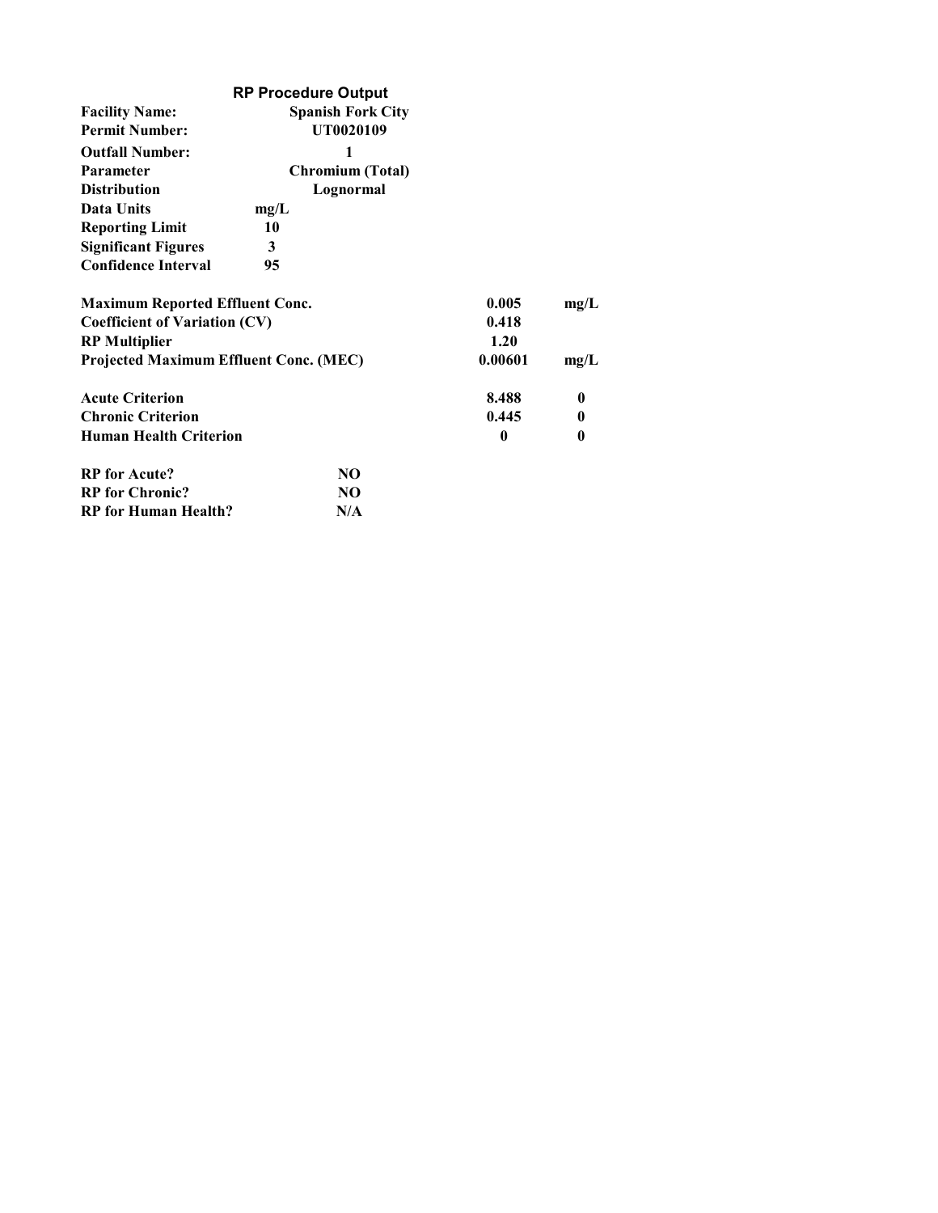## RP Procedure Output

| | |
|---|---|
| **Facility Name:** | **Spanish Fork City** |
| **Permit Number:** | **UT0020109** |
| **Outfall Number:** | **1** |
| **Parameter** | **Chromium (Total)** |
| **Distribution** | **Lognormal** |
| **Data Units** | **mg/L** |
| **Reporting Limit** | **10** |
| **Significant Figures** | **3** |
| **Confidence Interval** | **95** |

| | | |
|---|---|---|
| **Maximum Reported Effluent Conc.** | **0.005** | **mg/L** |
| **Coefficient of Variation (CV)** | **0.418** | |
| **RP Multiplier** | **1.20** | |
| **Projected Maximum Effluent Conc. (MEC)** | **0.00601** | **mg/L** |

| | | |
|---|---|---|
| **Acute Criterion** | **8.488** | **0** |
| **Chronic Criterion** | **0.445** | **0** |
| **Human Health Criterion** | **0** | **0** |

| | |
|---|---|
| **RP for Acute?** | **NO** |
| **RP for Chronic?** | **NO** |
| **RP for Human Health?** | **N/A** |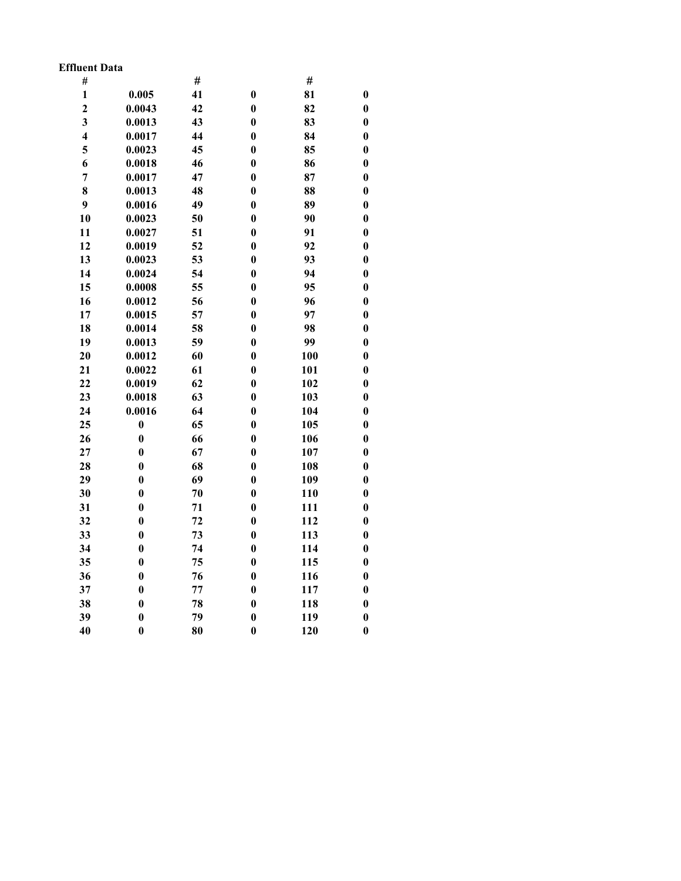**Effluent Data**

| # | | # | | # | |
|---|---|---|---|---|---|
| 1 | 0.005 | 41 | 0 | 81 | 0 |
| 2 | 0.0043 | 42 | 0 | 82 | 0 |
| 3 | 0.0013 | 43 | 0 | 83 | 0 |
| 4 | 0.0017 | 44 | 0 | 84 | 0 |
| 5 | 0.0023 | 45 | 0 | 85 | 0 |
| 6 | 0.0018 | 46 | 0 | 86 | 0 |
| 7 | 0.0017 | 47 | 0 | 87 | 0 |
| 8 | 0.0013 | 48 | 0 | 88 | 0 |
| 9 | 0.0016 | 49 | 0 | 89 | 0 |
| 10 | 0.0023 | 50 | 0 | 90 | 0 |
| 11 | 0.0027 | 51 | 0 | 91 | 0 |
| 12 | 0.0019 | 52 | 0 | 92 | 0 |
| 13 | 0.0023 | 53 | 0 | 93 | 0 |
| 14 | 0.0024 | 54 | 0 | 94 | 0 |
| 15 | 0.0008 | 55 | 0 | 95 | 0 |
| 16 | 0.0012 | 56 | 0 | 96 | 0 |
| 17 | 0.0015 | 57 | 0 | 97 | 0 |
| 18 | 0.0014 | 58 | 0 | 98 | 0 |
| 19 | 0.0013 | 59 | 0 | 99 | 0 |
| 20 | 0.0012 | 60 | 0 | 100 | 0 |
| 21 | 0.0022 | 61 | 0 | 101 | 0 |
| 22 | 0.0019 | 62 | 0 | 102 | 0 |
| 23 | 0.0018 | 63 | 0 | 103 | 0 |
| 24 | 0.0016 | 64 | 0 | 104 | 0 |
| 25 | 0 | 65 | 0 | 105 | 0 |
| 26 | 0 | 66 | 0 | 106 | 0 |
| 27 | 0 | 67 | 0 | 107 | 0 |
| 28 | 0 | 68 | 0 | 108 | 0 |
| 29 | 0 | 69 | 0 | 109 | 0 |
| 30 | 0 | 70 | 0 | 110 | 0 |
| 31 | 0 | 71 | 0 | 111 | 0 |
| 32 | 0 | 72 | 0 | 112 | 0 |
| 33 | 0 | 73 | 0 | 113 | 0 |
| 34 | 0 | 74 | 0 | 114 | 0 |
| 35 | 0 | 75 | 0 | 115 | 0 |
| 36 | 0 | 76 | 0 | 116 | 0 |
| 37 | 0 | 77 | 0 | 117 | 0 |
| 38 | 0 | 78 | 0 | 118 | 0 |
| 39 | 0 | 79 | 0 | 119 | 0 |
| 40 | 0 | 80 | 0 | 120 | 0 |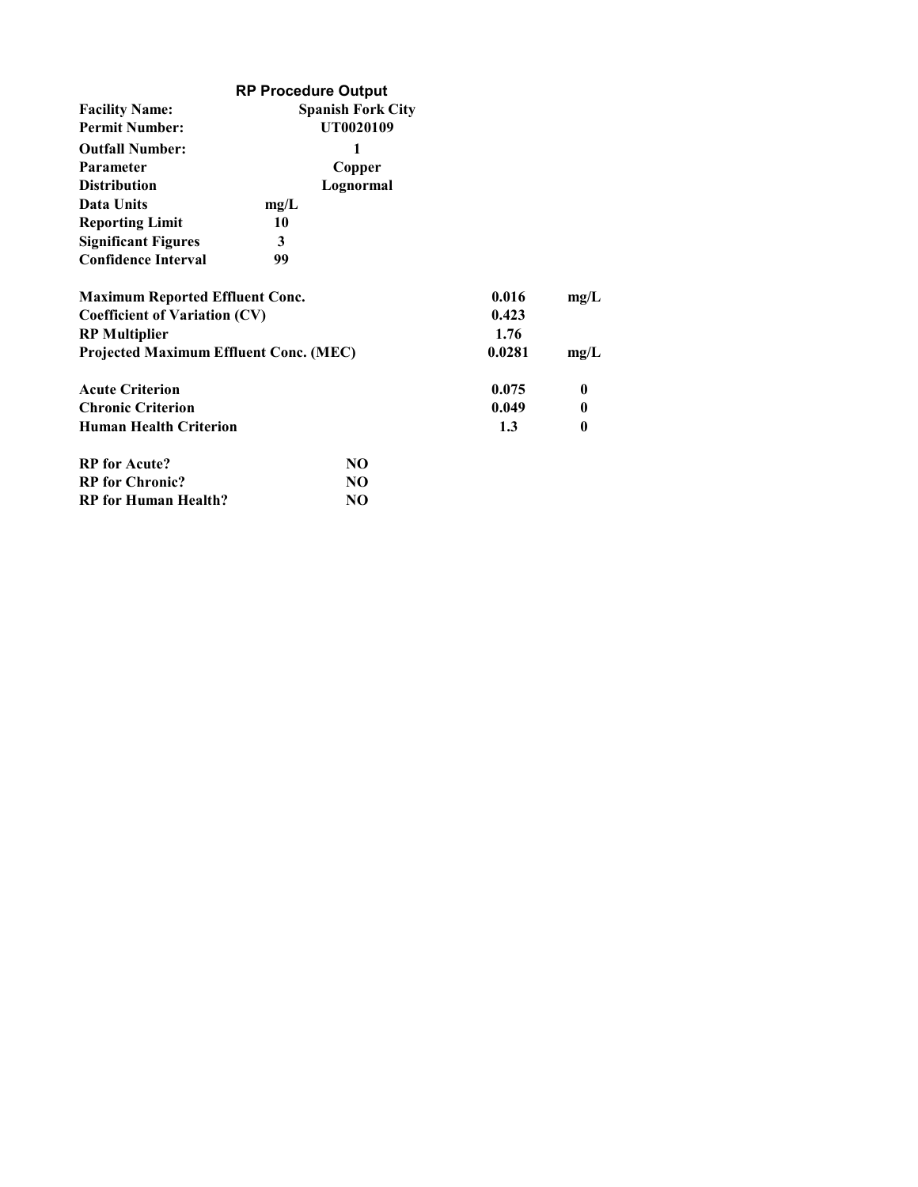## RP Procedure Output

| | |
|---|---|
| **Facility Name:** | **Spanish Fork City** |
| **Permit Number:** | **UT0020109** |
| **Outfall Number:** | **1** |
| **Parameter** | **Copper** |
| **Distribution** | **Lognormal** |
| **Data Units** | **mg/L** |
| **Reporting Limit** | **10** |
| **Significant Figures** | **3** |
| **Confidence Interval** | **99** |

| | | |
|---|---|---|
| **Maximum Reported Effluent Conc.** | **0.016** | **mg/L** |
| **Coefficient of Variation (CV)** | **0.423** | |
| **RP Multiplier** | **1.76** | |
| **Projected Maximum Effluent Conc. (MEC)** | **0.0281** | **mg/L** |

| | | |
|---|---|---|
| **Acute Criterion** | **0.075** | **0** |
| **Chronic Criterion** | **0.049** | **0** |
| **Human Health Criterion** | **1.3** | **0** |

| | |
|---|---|
| **RP for Acute?** | **NO** |
| **RP for Chronic?** | **NO** |
| **RP for Human Health?** | **NO** |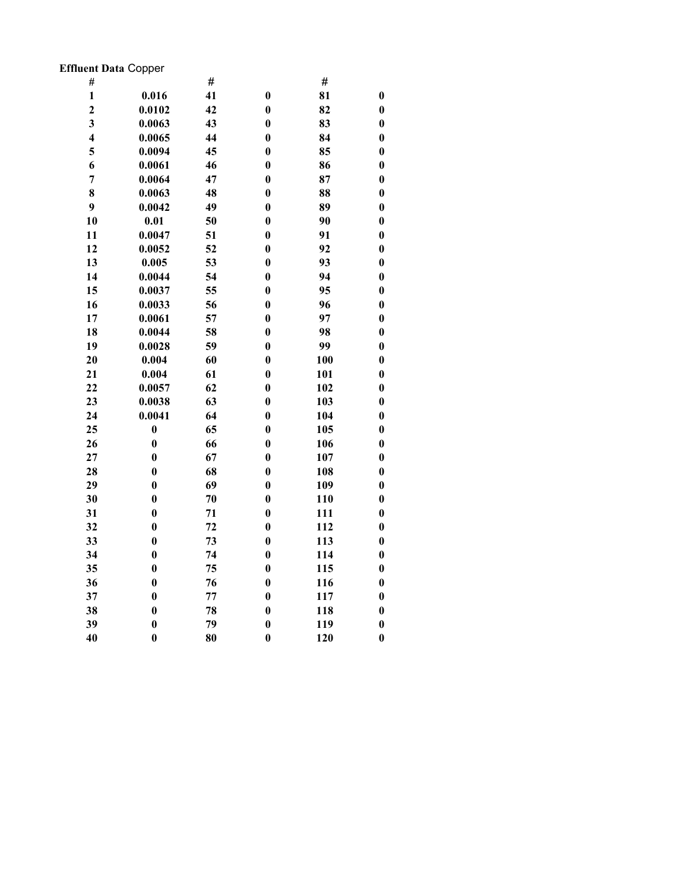**Effluent Data** Copper

| # | | # | | # | |
|---|---|---|---|---|---|
| 1 | 0.016 | 41 | 0 | 81 | 0 |
| 2 | 0.0102 | 42 | 0 | 82 | 0 |
| 3 | 0.0063 | 43 | 0 | 83 | 0 |
| 4 | 0.0065 | 44 | 0 | 84 | 0 |
| 5 | 0.0094 | 45 | 0 | 85 | 0 |
| 6 | 0.0061 | 46 | 0 | 86 | 0 |
| 7 | 0.0064 | 47 | 0 | 87 | 0 |
| 8 | 0.0063 | 48 | 0 | 88 | 0 |
| 9 | 0.0042 | 49 | 0 | 89 | 0 |
| 10 | 0.01 | 50 | 0 | 90 | 0 |
| 11 | 0.0047 | 51 | 0 | 91 | 0 |
| 12 | 0.0052 | 52 | 0 | 92 | 0 |
| 13 | 0.005 | 53 | 0 | 93 | 0 |
| 14 | 0.0044 | 54 | 0 | 94 | 0 |
| 15 | 0.0037 | 55 | 0 | 95 | 0 |
| 16 | 0.0033 | 56 | 0 | 96 | 0 |
| 17 | 0.0061 | 57 | 0 | 97 | 0 |
| 18 | 0.0044 | 58 | 0 | 98 | 0 |
| 19 | 0.0028 | 59 | 0 | 99 | 0 |
| 20 | 0.004 | 60 | 0 | 100 | 0 |
| 21 | 0.004 | 61 | 0 | 101 | 0 |
| 22 | 0.0057 | 62 | 0 | 102 | 0 |
| 23 | 0.0038 | 63 | 0 | 103 | 0 |
| 24 | 0.0041 | 64 | 0 | 104 | 0 |
| 25 | 0 | 65 | 0 | 105 | 0 |
| 26 | 0 | 66 | 0 | 106 | 0 |
| 27 | 0 | 67 | 0 | 107 | 0 |
| 28 | 0 | 68 | 0 | 108 | 0 |
| 29 | 0 | 69 | 0 | 109 | 0 |
| 30 | 0 | 70 | 0 | 110 | 0 |
| 31 | 0 | 71 | 0 | 111 | 0 |
| 32 | 0 | 72 | 0 | 112 | 0 |
| 33 | 0 | 73 | 0 | 113 | 0 |
| 34 | 0 | 74 | 0 | 114 | 0 |
| 35 | 0 | 75 | 0 | 115 | 0 |
| 36 | 0 | 76 | 0 | 116 | 0 |
| 37 | 0 | 77 | 0 | 117 | 0 |
| 38 | 0 | 78 | 0 | 118 | 0 |
| 39 | 0 | 79 | 0 | 119 | 0 |
| 40 | 0 | 80 | 0 | 120 | 0 |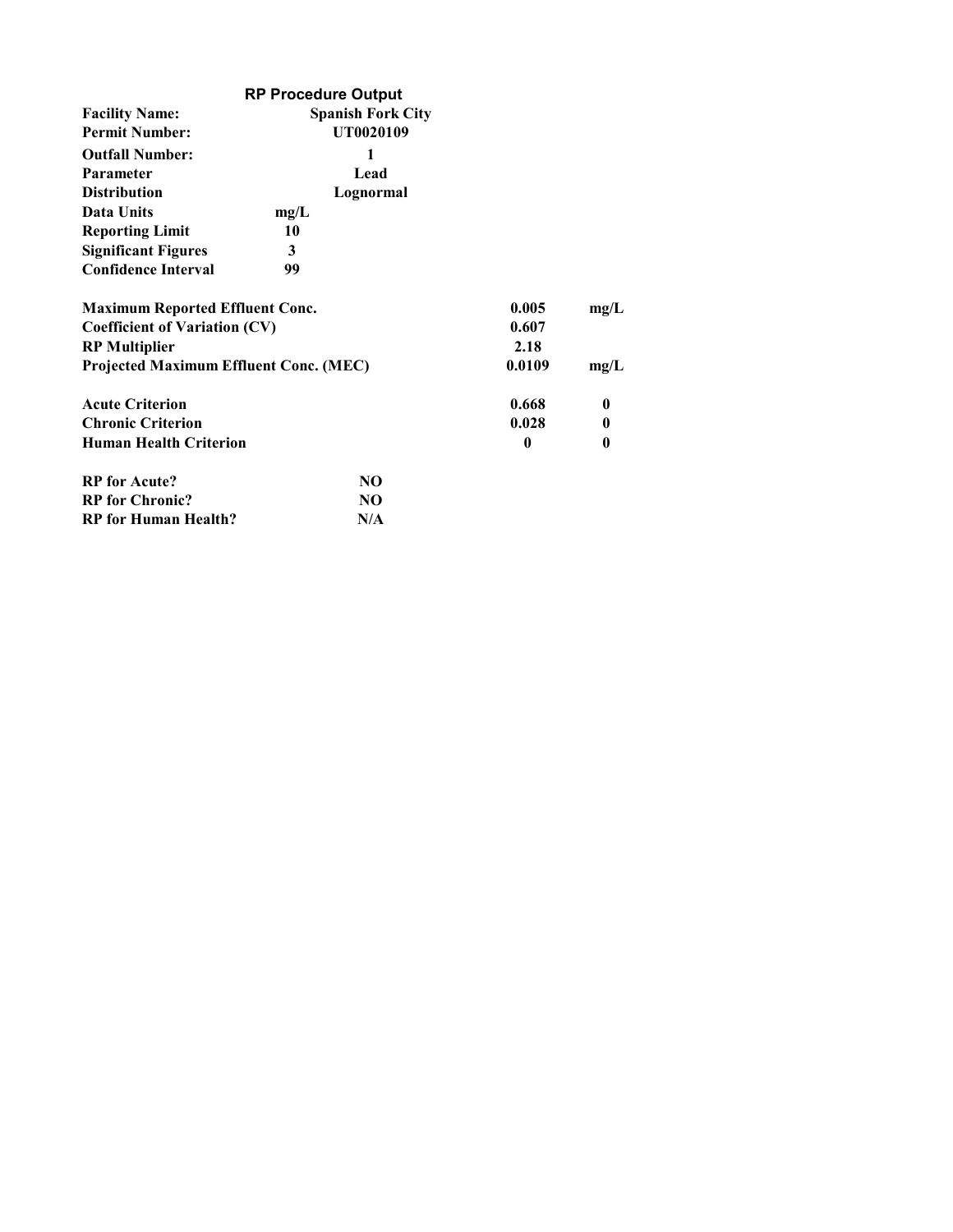## RP Procedure Output

| | |
|---|---|
| **Facility Name:** | **Spanish Fork City** |
| **Permit Number:** | **UT0020109** |
| **Outfall Number:** | **1** |
| **Parameter** | **Lead** |
| **Distribution** | **Lognormal** |
| **Data Units** | **mg/L** |
| **Reporting Limit** | **10** |
| **Significant Figures** | **3** |
| **Confidence Interval** | **99** |

| | | |
|---|---|---|
| **Maximum Reported Effluent Conc.** | **0.005** | **mg/L** |
| **Coefficient of Variation (CV)** | **0.607** | |
| **RP Multiplier** | **2.18** | |
| **Projected Maximum Effluent Conc. (MEC)** | **0.0109** | **mg/L** |

| | | |
|---|---|---|
| **Acute Criterion** | **0.668** | **0** |
| **Chronic Criterion** | **0.028** | **0** |
| **Human Health Criterion** | **0** | **0** |

| | |
|---|---|
| **RP for Acute?** | **NO** |
| **RP for Chronic?** | **NO** |
| **RP for Human Health?** | **N/A** |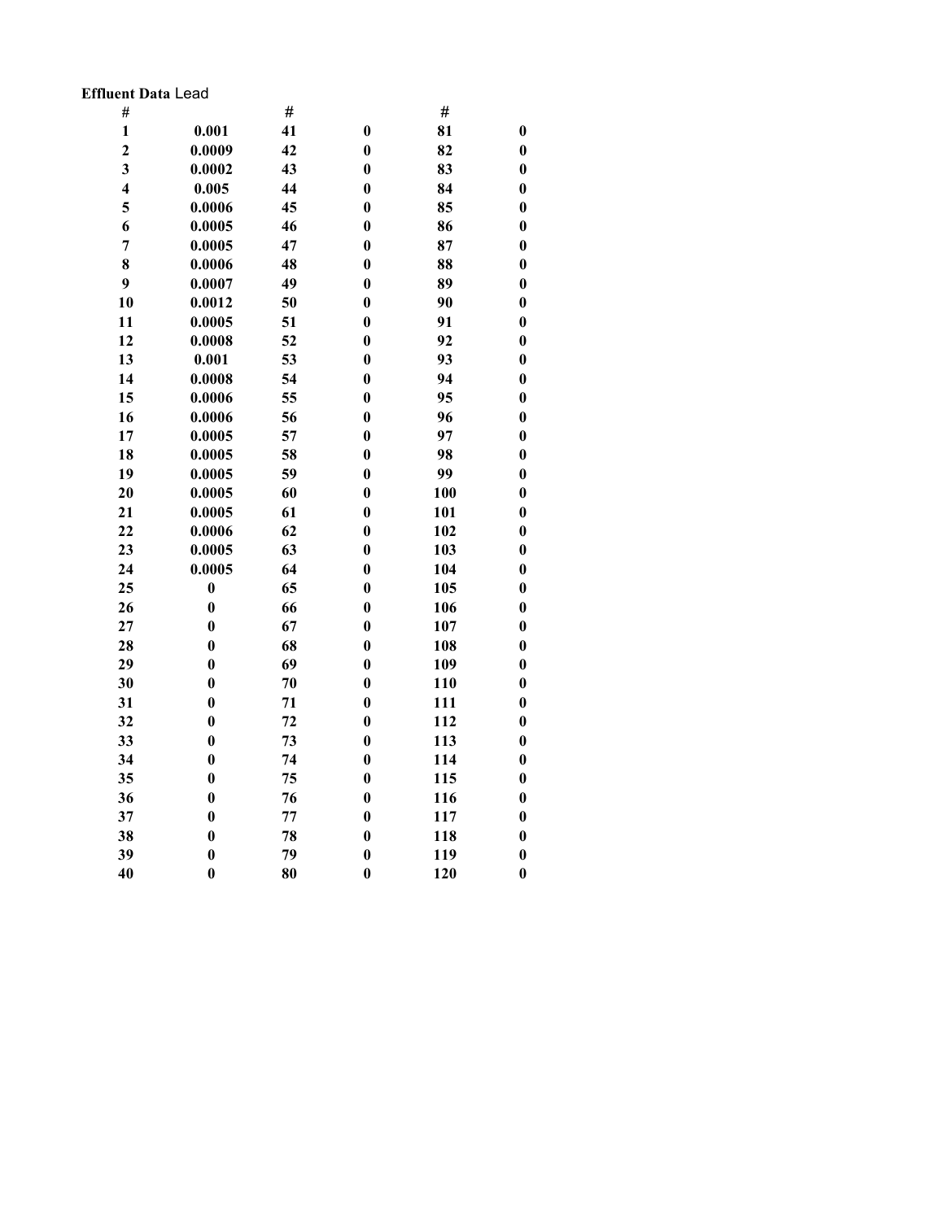**Effluent Data** Lead

| # | | # | | # | |
|---|---|---|---|---|---|
| 1 | 0.001 | 41 | 0 | 81 | 0 |
| 2 | 0.0009 | 42 | 0 | 82 | 0 |
| 3 | 0.0002 | 43 | 0 | 83 | 0 |
| 4 | 0.005 | 44 | 0 | 84 | 0 |
| 5 | 0.0006 | 45 | 0 | 85 | 0 |
| 6 | 0.0005 | 46 | 0 | 86 | 0 |
| 7 | 0.0005 | 47 | 0 | 87 | 0 |
| 8 | 0.0006 | 48 | 0 | 88 | 0 |
| 9 | 0.0007 | 49 | 0 | 89 | 0 |
| 10 | 0.0012 | 50 | 0 | 90 | 0 |
| 11 | 0.0005 | 51 | 0 | 91 | 0 |
| 12 | 0.0008 | 52 | 0 | 92 | 0 |
| 13 | 0.001 | 53 | 0 | 93 | 0 |
| 14 | 0.0008 | 54 | 0 | 94 | 0 |
| 15 | 0.0006 | 55 | 0 | 95 | 0 |
| 16 | 0.0006 | 56 | 0 | 96 | 0 |
| 17 | 0.0005 | 57 | 0 | 97 | 0 |
| 18 | 0.0005 | 58 | 0 | 98 | 0 |
| 19 | 0.0005 | 59 | 0 | 99 | 0 |
| 20 | 0.0005 | 60 | 0 | 100 | 0 |
| 21 | 0.0005 | 61 | 0 | 101 | 0 |
| 22 | 0.0006 | 62 | 0 | 102 | 0 |
| 23 | 0.0005 | 63 | 0 | 103 | 0 |
| 24 | 0.0005 | 64 | 0 | 104 | 0 |
| 25 | 0 | 65 | 0 | 105 | 0 |
| 26 | 0 | 66 | 0 | 106 | 0 |
| 27 | 0 | 67 | 0 | 107 | 0 |
| 28 | 0 | 68 | 0 | 108 | 0 |
| 29 | 0 | 69 | 0 | 109 | 0 |
| 30 | 0 | 70 | 0 | 110 | 0 |
| 31 | 0 | 71 | 0 | 111 | 0 |
| 32 | 0 | 72 | 0 | 112 | 0 |
| 33 | 0 | 73 | 0 | 113 | 0 |
| 34 | 0 | 74 | 0 | 114 | 0 |
| 35 | 0 | 75 | 0 | 115 | 0 |
| 36 | 0 | 76 | 0 | 116 | 0 |
| 37 | 0 | 77 | 0 | 117 | 0 |
| 38 | 0 | 78 | 0 | 118 | 0 |
| 39 | 0 | 79 | 0 | 119 | 0 |
| 40 | 0 | 80 | 0 | 120 | 0 |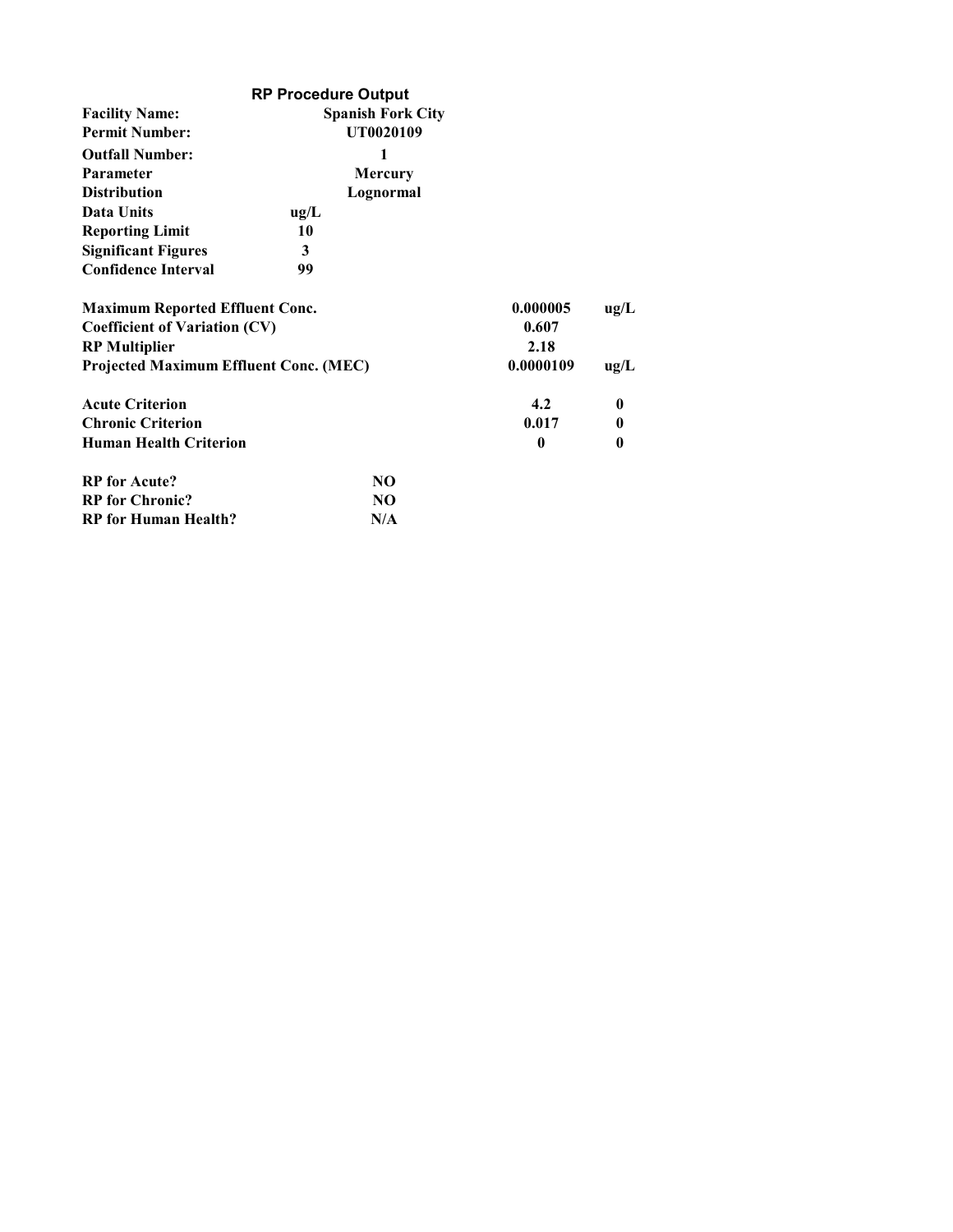## RP Procedure Output

| | |
|---|---|
| **Facility Name:** | **Spanish Fork City** |
| **Permit Number:** | **UT0020109** |
| **Outfall Number:** | **1** |
| **Parameter** | **Mercury** |
| **Distribution** | **Lognormal** |
| **Data Units** | **ug/L** |
| **Reporting Limit** | **10** |
| **Significant Figures** | **3** |
| **Confidence Interval** | **99** |

| | | |
|---|---|---|
| **Maximum Reported Effluent Conc.** | **0.000005** | **ug/L** |
| **Coefficient of Variation (CV)** | **0.607** | |
| **RP Multiplier** | **2.18** | |
| **Projected Maximum Effluent Conc. (MEC)** | **0.0000109** | **ug/L** |

| | | |
|---|---|---|
| **Acute Criterion** | **4.2** | **0** |
| **Chronic Criterion** | **0.017** | **0** |
| **Human Health Criterion** | **0** | **0** |

| | |
|---|---|
| **RP for Acute?** | **NO** |
| **RP for Chronic?** | **NO** |
| **RP for Human Health?** | **N/A** |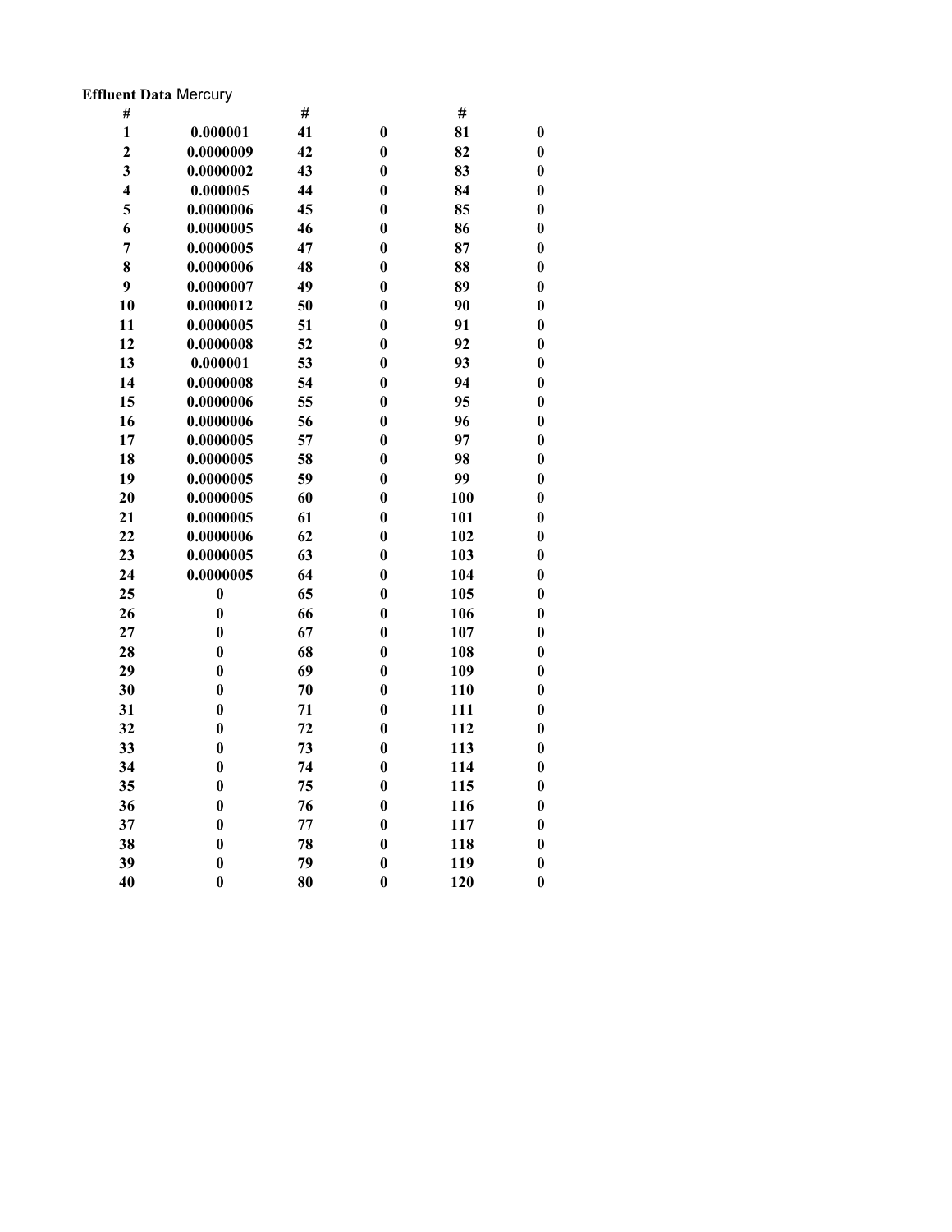**Effluent Data** Mercury

| # | | # | | # | |
|---|---|---|---|---|---|
| 1 | 0.000001 | 41 | 0 | 81 | 0 |
| 2 | 0.0000009 | 42 | 0 | 82 | 0 |
| 3 | 0.0000002 | 43 | 0 | 83 | 0 |
| 4 | 0.000005 | 44 | 0 | 84 | 0 |
| 5 | 0.0000006 | 45 | 0 | 85 | 0 |
| 6 | 0.0000005 | 46 | 0 | 86 | 0 |
| 7 | 0.0000005 | 47 | 0 | 87 | 0 |
| 8 | 0.0000006 | 48 | 0 | 88 | 0 |
| 9 | 0.0000007 | 49 | 0 | 89 | 0 |
| 10 | 0.0000012 | 50 | 0 | 90 | 0 |
| 11 | 0.0000005 | 51 | 0 | 91 | 0 |
| 12 | 0.0000008 | 52 | 0 | 92 | 0 |
| 13 | 0.000001 | 53 | 0 | 93 | 0 |
| 14 | 0.0000008 | 54 | 0 | 94 | 0 |
| 15 | 0.0000006 | 55 | 0 | 95 | 0 |
| 16 | 0.0000006 | 56 | 0 | 96 | 0 |
| 17 | 0.0000005 | 57 | 0 | 97 | 0 |
| 18 | 0.0000005 | 58 | 0 | 98 | 0 |
| 19 | 0.0000005 | 59 | 0 | 99 | 0 |
| 20 | 0.0000005 | 60 | 0 | 100 | 0 |
| 21 | 0.0000005 | 61 | 0 | 101 | 0 |
| 22 | 0.0000006 | 62 | 0 | 102 | 0 |
| 23 | 0.0000005 | 63 | 0 | 103 | 0 |
| 24 | 0.0000005 | 64 | 0 | 104 | 0 |
| 25 | 0 | 65 | 0 | 105 | 0 |
| 26 | 0 | 66 | 0 | 106 | 0 |
| 27 | 0 | 67 | 0 | 107 | 0 |
| 28 | 0 | 68 | 0 | 108 | 0 |
| 29 | 0 | 69 | 0 | 109 | 0 |
| 30 | 0 | 70 | 0 | 110 | 0 |
| 31 | 0 | 71 | 0 | 111 | 0 |
| 32 | 0 | 72 | 0 | 112 | 0 |
| 33 | 0 | 73 | 0 | 113 | 0 |
| 34 | 0 | 74 | 0 | 114 | 0 |
| 35 | 0 | 75 | 0 | 115 | 0 |
| 36 | 0 | 76 | 0 | 116 | 0 |
| 37 | 0 | 77 | 0 | 117 | 0 |
| 38 | 0 | 78 | 0 | 118 | 0 |
| 39 | 0 | 79 | 0 | 119 | 0 |
| 40 | 0 | 80 | 0 | 120 | 0 |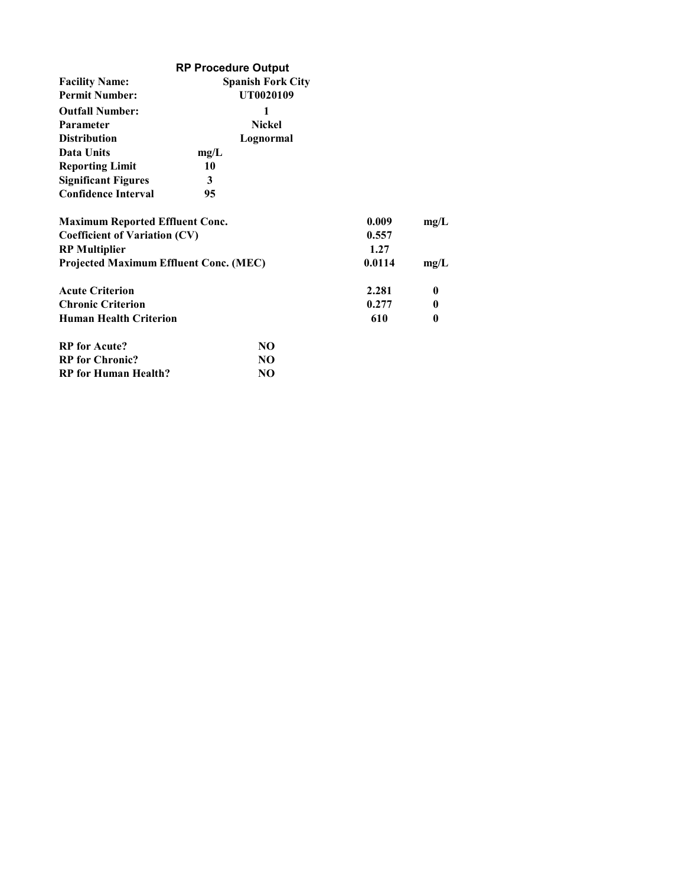## RP Procedure Output

| | |
|---|---|
| **Facility Name:** | **Spanish Fork City** |
| **Permit Number:** | **UT0020109** |
| **Outfall Number:** | **1** |
| **Parameter** | **Nickel** |
| **Distribution** | **Lognormal** |
| **Data Units** | **mg/L** |
| **Reporting Limit** | **10** |
| **Significant Figures** | **3** |
| **Confidence Interval** | **95** |

| | | |
|---|---|---|
| **Maximum Reported Effluent Conc.** | **0.009** | **mg/L** |
| **Coefficient of Variation (CV)** | **0.557** | |
| **RP Multiplier** | **1.27** | |
| **Projected Maximum Effluent Conc. (MEC)** | **0.0114** | **mg/L** |

| | | |
|---|---|---|
| **Acute Criterion** | **2.281** | **0** |
| **Chronic Criterion** | **0.277** | **0** |
| **Human Health Criterion** | **610** | **0** |

| | |
|---|---|
| **RP for Acute?** | **NO** |
| **RP for Chronic?** | **NO** |
| **RP for Human Health?** | **NO** |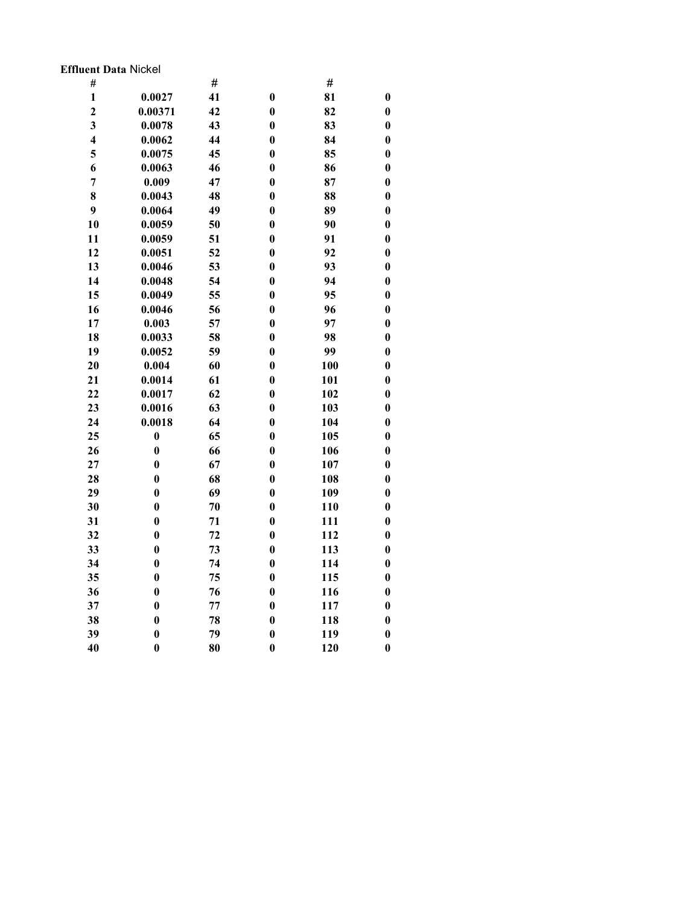**Effluent Data** Nickel

| # | | # | | # | |
|---|---|---|---|---|---|
| **1** | **0.0027** | **41** | **0** | **81** | **0** |
| **2** | **0.00371** | **42** | **0** | **82** | **0** |
| **3** | **0.0078** | **43** | **0** | **83** | **0** |
| **4** | **0.0062** | **44** | **0** | **84** | **0** |
| **5** | **0.0075** | **45** | **0** | **85** | **0** |
| **6** | **0.0063** | **46** | **0** | **86** | **0** |
| **7** | **0.009** | **47** | **0** | **87** | **0** |
| **8** | **0.0043** | **48** | **0** | **88** | **0** |
| **9** | **0.0064** | **49** | **0** | **89** | **0** |
| **10** | **0.0059** | **50** | **0** | **90** | **0** |
| **11** | **0.0059** | **51** | **0** | **91** | **0** |
| **12** | **0.0051** | **52** | **0** | **92** | **0** |
| **13** | **0.0046** | **53** | **0** | **93** | **0** |
| **14** | **0.0048** | **54** | **0** | **94** | **0** |
| **15** | **0.0049** | **55** | **0** | **95** | **0** |
| **16** | **0.0046** | **56** | **0** | **96** | **0** |
| **17** | **0.003** | **57** | **0** | **97** | **0** |
| **18** | **0.0033** | **58** | **0** | **98** | **0** |
| **19** | **0.0052** | **59** | **0** | **99** | **0** |
| **20** | **0.004** | **60** | **0** | **100** | **0** |
| **21** | **0.0014** | **61** | **0** | **101** | **0** |
| **22** | **0.0017** | **62** | **0** | **102** | **0** |
| **23** | **0.0016** | **63** | **0** | **103** | **0** |
| **24** | **0.0018** | **64** | **0** | **104** | **0** |
| **25** | **0** | **65** | **0** | **105** | **0** |
| **26** | **0** | **66** | **0** | **106** | **0** |
| **27** | **0** | **67** | **0** | **107** | **0** |
| **28** | **0** | **68** | **0** | **108** | **0** |
| **29** | **0** | **69** | **0** | **109** | **0** |
| **30** | **0** | **70** | **0** | **110** | **0** |
| **31** | **0** | **71** | **0** | **111** | **0** |
| **32** | **0** | **72** | **0** | **112** | **0** |
| **33** | **0** | **73** | **0** | **113** | **0** |
| **34** | **0** | **74** | **0** | **114** | **0** |
| **35** | **0** | **75** | **0** | **115** | **0** |
| **36** | **0** | **76** | **0** | **116** | **0** |
| **37** | **0** | **77** | **0** | **117** | **0** |
| **38** | **0** | **78** | **0** | **118** | **0** |
| **39** | **0** | **79** | **0** | **119** | **0** |
| **40** | **0** | **80** | **0** | **120** | **0** |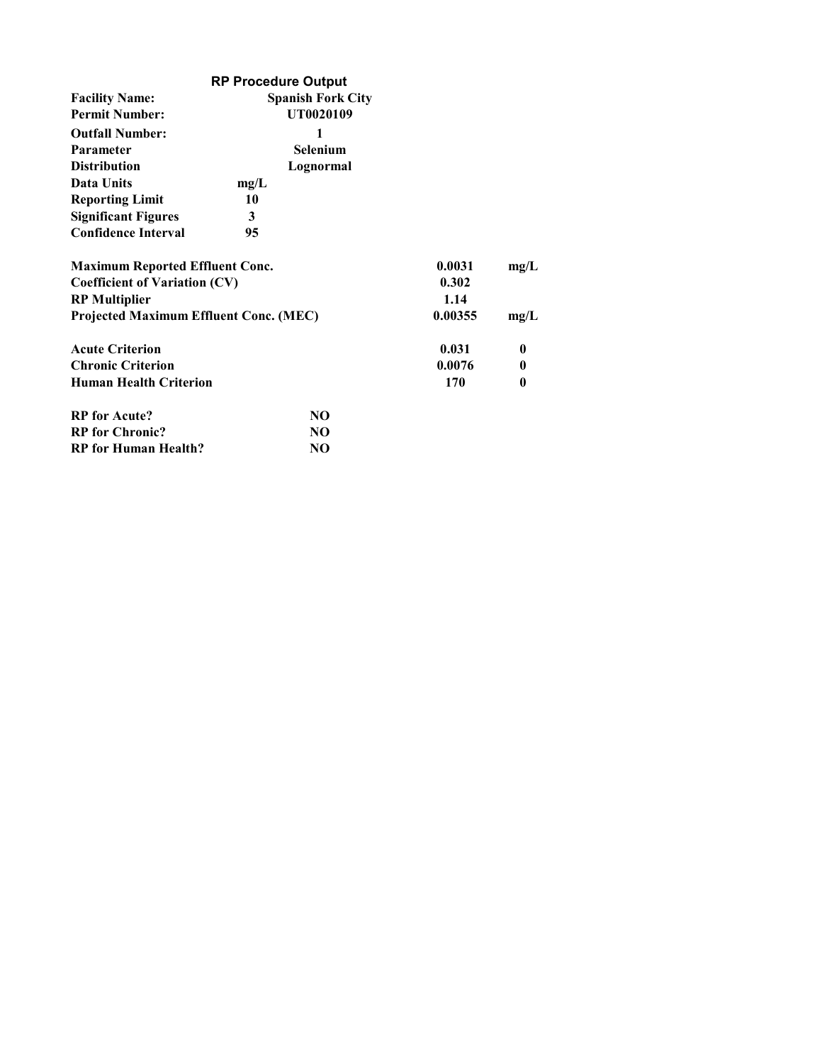**RP Procedure Output**

| | |
|---|---|
| **Facility Name:** | **Spanish Fork City** |
| **Permit Number:** | **UT0020109** |
| **Outfall Number:** | **1** |
| **Parameter** | **Selenium** |
| **Distribution** | **Lognormal** |
| **Data Units** | **mg/L** |
| **Reporting Limit** | **10** |
| **Significant Figures** | **3** |
| **Confidence Interval** | **95** |

| | | |
|---|---|---|
| **Maximum Reported Effluent Conc.** | **0.0031** | **mg/L** |
| **Coefficient of Variation (CV)** | **0.302** | |
| **RP Multiplier** | **1.14** | |
| **Projected Maximum Effluent Conc. (MEC)** | **0.00355** | **mg/L** |

| | | |
|---|---|---|
| **Acute Criterion** | **0.031** | **0** |
| **Chronic Criterion** | **0.0076** | **0** |
| **Human Health Criterion** | **170** | **0** |

| | |
|---|---|
| **RP for Acute?** | **NO** |
| **RP for Chronic?** | **NO** |
| **RP for Human Health?** | **NO** |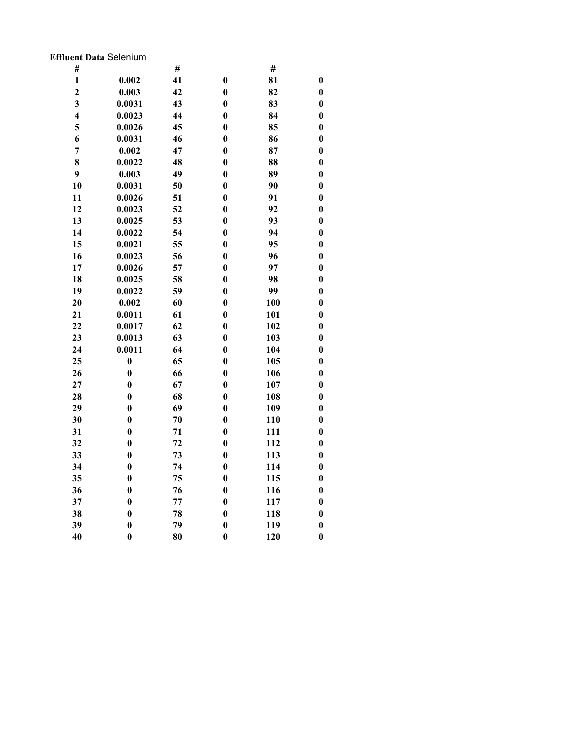**Effluent Data** Selenium

| # | | # | | # | |
|---|---|---|---|---|---|
| 1 | 0.002 | 41 | 0 | 81 | 0 |
| 2 | 0.003 | 42 | 0 | 82 | 0 |
| 3 | 0.0031 | 43 | 0 | 83 | 0 |
| 4 | 0.0023 | 44 | 0 | 84 | 0 |
| 5 | 0.0026 | 45 | 0 | 85 | 0 |
| 6 | 0.0031 | 46 | 0 | 86 | 0 |
| 7 | 0.002 | 47 | 0 | 87 | 0 |
| 8 | 0.0022 | 48 | 0 | 88 | 0 |
| 9 | 0.003 | 49 | 0 | 89 | 0 |
| 10 | 0.0031 | 50 | 0 | 90 | 0 |
| 11 | 0.0026 | 51 | 0 | 91 | 0 |
| 12 | 0.0023 | 52 | 0 | 92 | 0 |
| 13 | 0.0025 | 53 | 0 | 93 | 0 |
| 14 | 0.0022 | 54 | 0 | 94 | 0 |
| 15 | 0.0021 | 55 | 0 | 95 | 0 |
| 16 | 0.0023 | 56 | 0 | 96 | 0 |
| 17 | 0.0026 | 57 | 0 | 97 | 0 |
| 18 | 0.0025 | 58 | 0 | 98 | 0 |
| 19 | 0.0022 | 59 | 0 | 99 | 0 |
| 20 | 0.002 | 60 | 0 | 100 | 0 |
| 21 | 0.0011 | 61 | 0 | 101 | 0 |
| 22 | 0.0017 | 62 | 0 | 102 | 0 |
| 23 | 0.0013 | 63 | 0 | 103 | 0 |
| 24 | 0.0011 | 64 | 0 | 104 | 0 |
| 25 | 0 | 65 | 0 | 105 | 0 |
| 26 | 0 | 66 | 0 | 106 | 0 |
| 27 | 0 | 67 | 0 | 107 | 0 |
| 28 | 0 | 68 | 0 | 108 | 0 |
| 29 | 0 | 69 | 0 | 109 | 0 |
| 30 | 0 | 70 | 0 | 110 | 0 |
| 31 | 0 | 71 | 0 | 111 | 0 |
| 32 | 0 | 72 | 0 | 112 | 0 |
| 33 | 0 | 73 | 0 | 113 | 0 |
| 34 | 0 | 74 | 0 | 114 | 0 |
| 35 | 0 | 75 | 0 | 115 | 0 |
| 36 | 0 | 76 | 0 | 116 | 0 |
| 37 | 0 | 77 | 0 | 117 | 0 |
| 38 | 0 | 78 | 0 | 118 | 0 |
| 39 | 0 | 79 | 0 | 119 | 0 |
| 40 | 0 | 80 | 0 | 120 | 0 |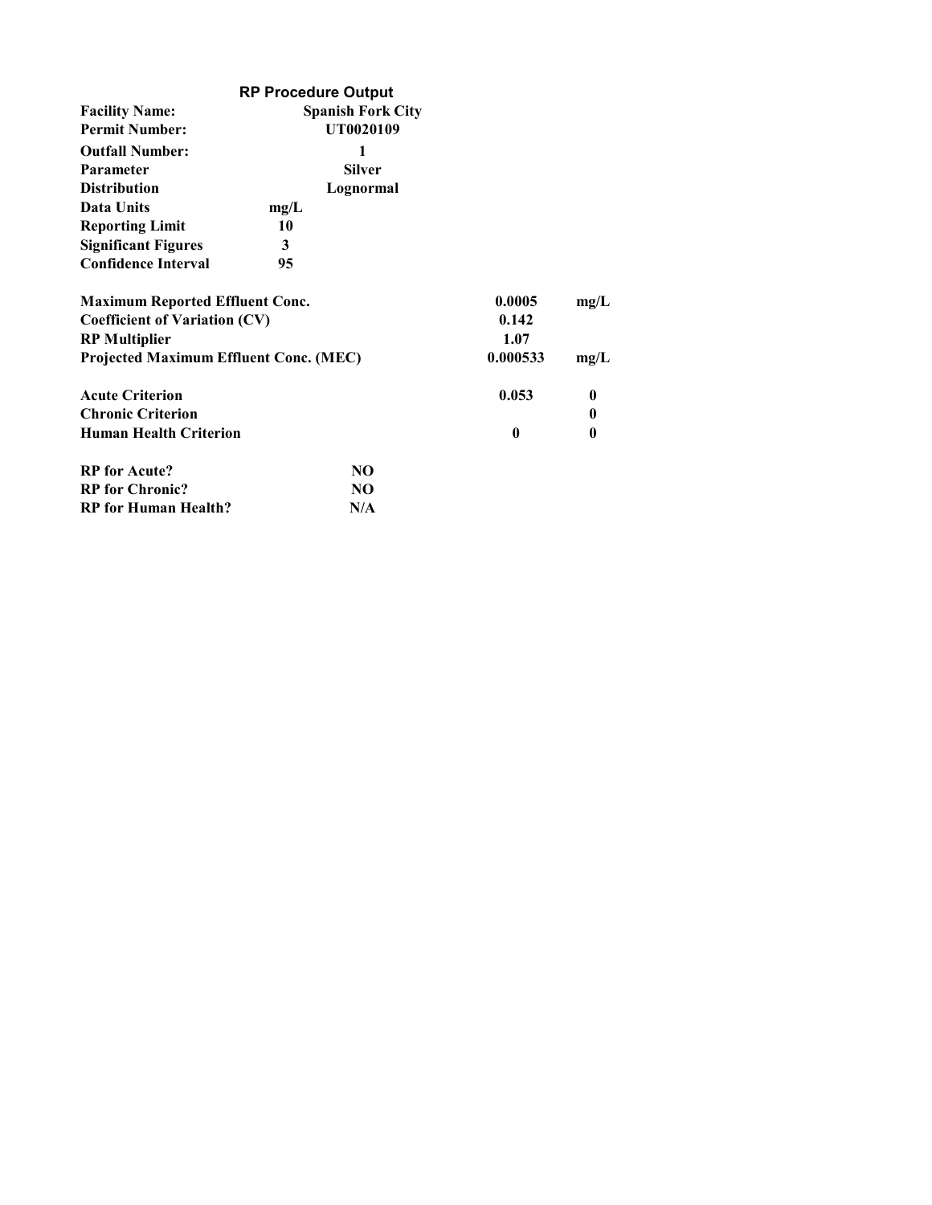## RP Procedure Output

| | |
|---|---|
| **Facility Name:** | **Spanish Fork City** |
| **Permit Number:** | **UT0020109** |
| **Outfall Number:** | **1** |
| **Parameter** | **Silver** |
| **Distribution** | **Lognormal** |
| **Data Units** | **mg/L** |
| **Reporting Limit** | **10** |
| **Significant Figures** | **3** |
| **Confidence Interval** | **95** |

| | | |
|---|---|---|
| **Maximum Reported Effluent Conc.** | **0.0005** | **mg/L** |
| **Coefficient of Variation (CV)** | **0.142** | |
| **RP Multiplier** | **1.07** | |
| **Projected Maximum Effluent Conc. (MEC)** | **0.000533** | **mg/L** |
| **Acute Criterion** | **0.053** | **0** |
| **Chronic Criterion** | | **0** |
| **Human Health Criterion** | **0** | **0** |

| | |
|---|---|
| **RP for Acute?** | **NO** |
| **RP for Chronic?** | **NO** |
| **RP for Human Health?** | **N/A** |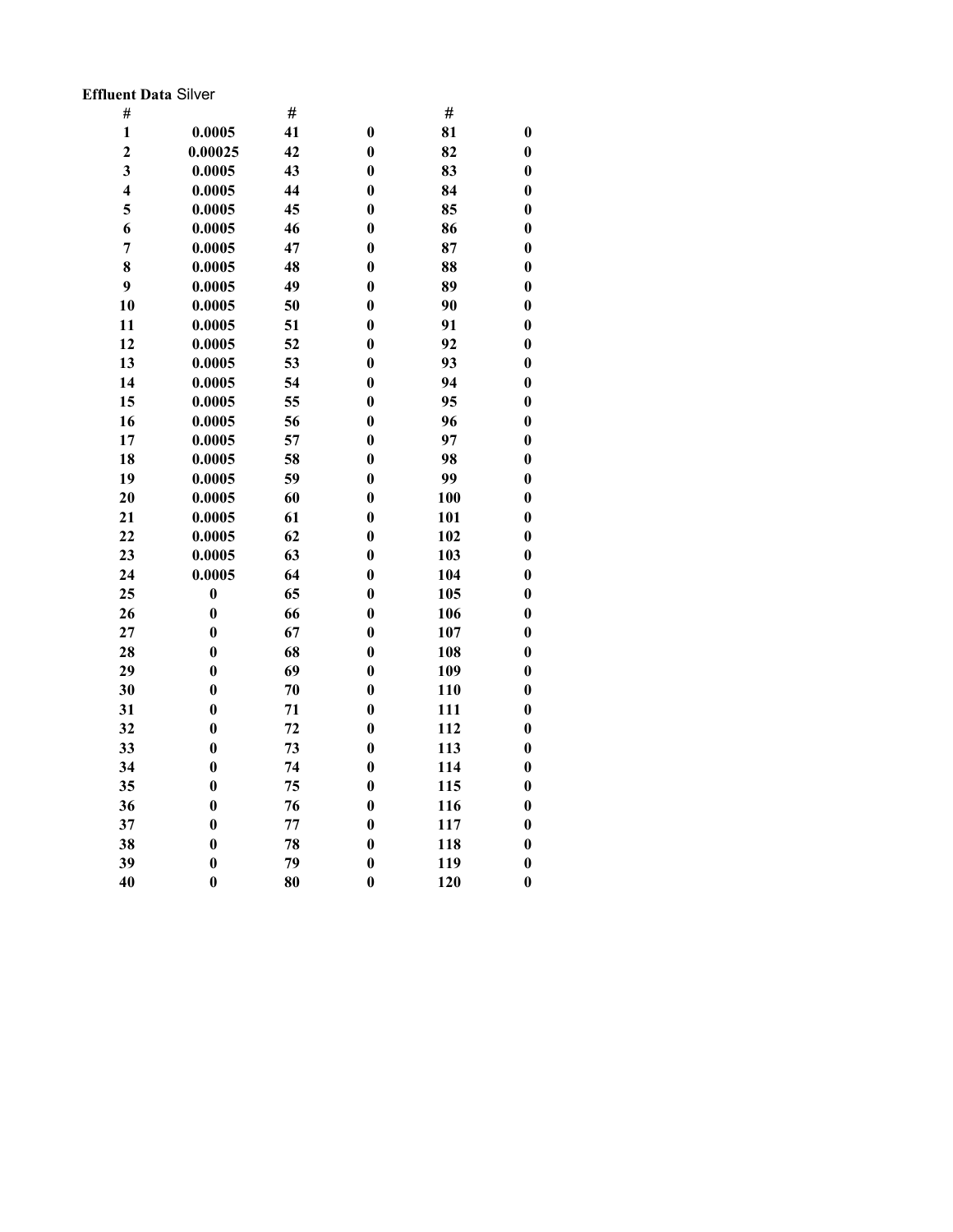**Effluent Data** Silver

| # | | # | | # | |
|---|---|---|---|---|---|
| **1** | **0.0005** | **41** | **0** | **81** | **0** |
| **2** | **0.00025** | **42** | **0** | **82** | **0** |
| **3** | **0.0005** | **43** | **0** | **83** | **0** |
| **4** | **0.0005** | **44** | **0** | **84** | **0** |
| **5** | **0.0005** | **45** | **0** | **85** | **0** |
| **6** | **0.0005** | **46** | **0** | **86** | **0** |
| **7** | **0.0005** | **47** | **0** | **87** | **0** |
| **8** | **0.0005** | **48** | **0** | **88** | **0** |
| **9** | **0.0005** | **49** | **0** | **89** | **0** |
| **10** | **0.0005** | **50** | **0** | **90** | **0** |
| **11** | **0.0005** | **51** | **0** | **91** | **0** |
| **12** | **0.0005** | **52** | **0** | **92** | **0** |
| **13** | **0.0005** | **53** | **0** | **93** | **0** |
| **14** | **0.0005** | **54** | **0** | **94** | **0** |
| **15** | **0.0005** | **55** | **0** | **95** | **0** |
| **16** | **0.0005** | **56** | **0** | **96** | **0** |
| **17** | **0.0005** | **57** | **0** | **97** | **0** |
| **18** | **0.0005** | **58** | **0** | **98** | **0** |
| **19** | **0.0005** | **59** | **0** | **99** | **0** |
| **20** | **0.0005** | **60** | **0** | **100** | **0** |
| **21** | **0.0005** | **61** | **0** | **101** | **0** |
| **22** | **0.0005** | **62** | **0** | **102** | **0** |
| **23** | **0.0005** | **63** | **0** | **103** | **0** |
| **24** | **0.0005** | **64** | **0** | **104** | **0** |
| **25** | **0** | **65** | **0** | **105** | **0** |
| **26** | **0** | **66** | **0** | **106** | **0** |
| **27** | **0** | **67** | **0** | **107** | **0** |
| **28** | **0** | **68** | **0** | **108** | **0** |
| **29** | **0** | **69** | **0** | **109** | **0** |
| **30** | **0** | **70** | **0** | **110** | **0** |
| **31** | **0** | **71** | **0** | **111** | **0** |
| **32** | **0** | **72** | **0** | **112** | **0** |
| **33** | **0** | **73** | **0** | **113** | **0** |
| **34** | **0** | **74** | **0** | **114** | **0** |
| **35** | **0** | **75** | **0** | **115** | **0** |
| **36** | **0** | **76** | **0** | **116** | **0** |
| **37** | **0** | **77** | **0** | **117** | **0** |
| **38** | **0** | **78** | **0** | **118** | **0** |
| **39** | **0** | **79** | **0** | **119** | **0** |
| **40** | **0** | **80** | **0** | **120** | **0** |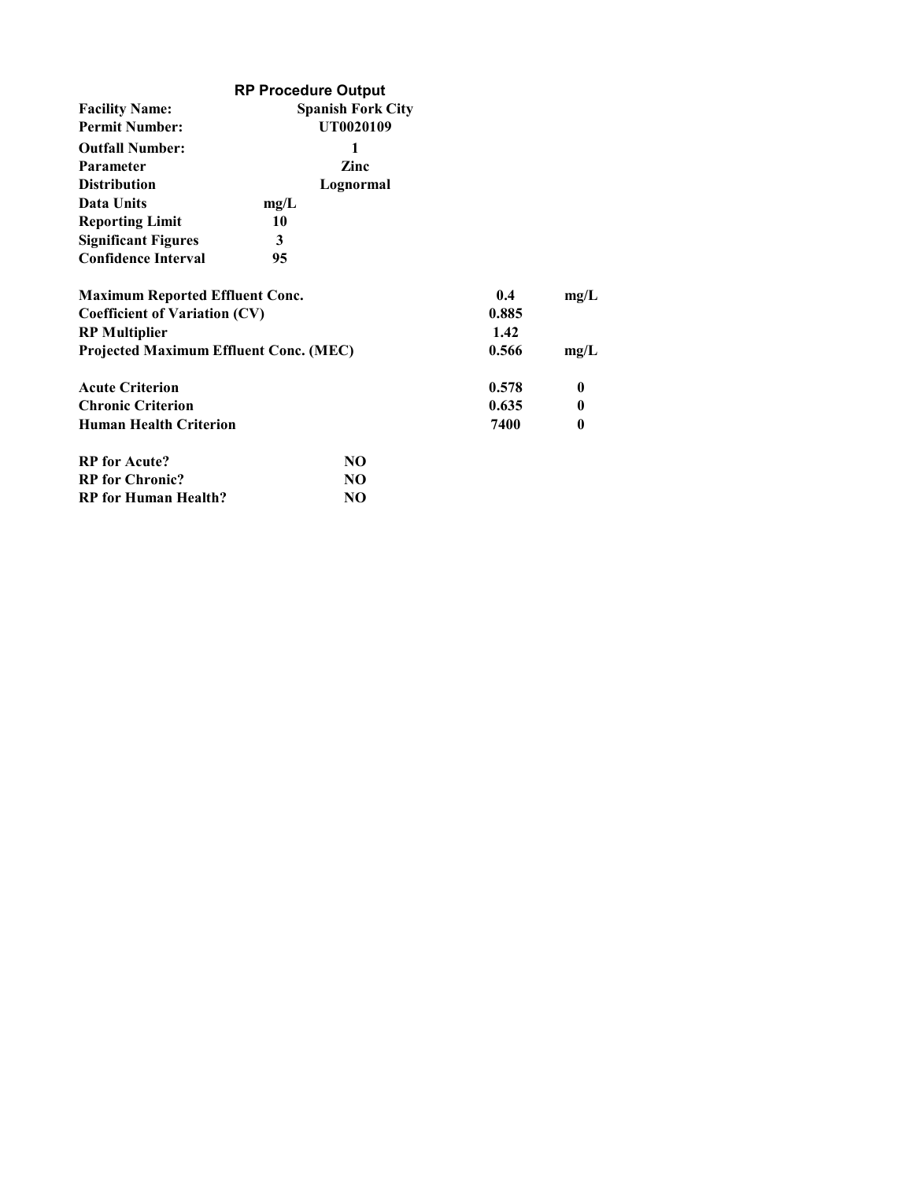## RP Procedure Output

| | |
|---|---|
| **Facility Name:** | **Spanish Fork City** |
| **Permit Number:** | **UT0020109** |
| **Outfall Number:** | **1** |
| **Parameter** | **Zinc** |
| **Distribution** | **Lognormal** |
| **Data Units** | **mg/L** |
| **Reporting Limit** | **10** |
| **Significant Figures** | **3** |
| **Confidence Interval** | **95** |

| | | |
|---|---|---|
| **Maximum Reported Effluent Conc.** | **0.4** | **mg/L** |
| **Coefficient of Variation (CV)** | **0.885** | |
| **RP Multiplier** | **1.42** | |
| **Projected Maximum Effluent Conc. (MEC)** | **0.566** | **mg/L** |
| **Acute Criterion** | **0.578** | **0** |
| **Chronic Criterion** | **0.635** | **0** |
| **Human Health Criterion** | **7400** | **0** |

| | |
|---|---|
| **RP for Acute?** | **NO** |
| **RP for Chronic?** | **NO** |
| **RP for Human Health?** | **NO** |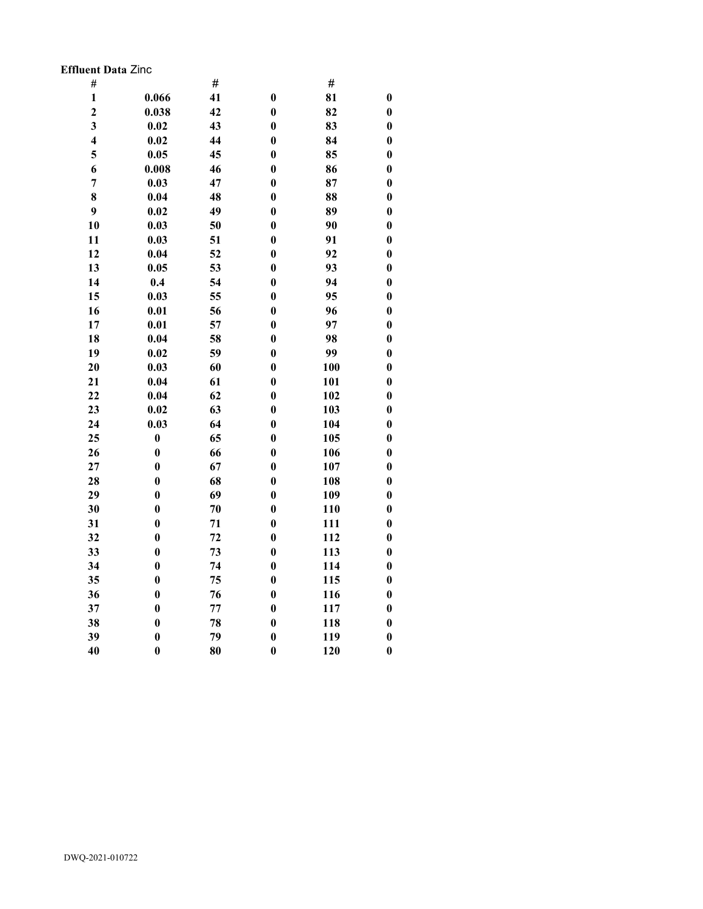**Effluent Data** Zinc

| # | | # | | # | |
|---|---|---|---|---|---|
| **1** | **0.066** | **41** | **0** | **81** | **0** |
| **2** | **0.038** | **42** | **0** | **82** | **0** |
| **3** | **0.02** | **43** | **0** | **83** | **0** |
| **4** | **0.02** | **44** | **0** | **84** | **0** |
| **5** | **0.05** | **45** | **0** | **85** | **0** |
| **6** | **0.008** | **46** | **0** | **86** | **0** |
| **7** | **0.03** | **47** | **0** | **87** | **0** |
| **8** | **0.04** | **48** | **0** | **88** | **0** |
| **9** | **0.02** | **49** | **0** | **89** | **0** |
| **10** | **0.03** | **50** | **0** | **90** | **0** |
| **11** | **0.03** | **51** | **0** | **91** | **0** |
| **12** | **0.04** | **52** | **0** | **92** | **0** |
| **13** | **0.05** | **53** | **0** | **93** | **0** |
| **14** | **0.4** | **54** | **0** | **94** | **0** |
| **15** | **0.03** | **55** | **0** | **95** | **0** |
| **16** | **0.01** | **56** | **0** | **96** | **0** |
| **17** | **0.01** | **57** | **0** | **97** | **0** |
| **18** | **0.04** | **58** | **0** | **98** | **0** |
| **19** | **0.02** | **59** | **0** | **99** | **0** |
| **20** | **0.03** | **60** | **0** | **100** | **0** |
| **21** | **0.04** | **61** | **0** | **101** | **0** |
| **22** | **0.04** | **62** | **0** | **102** | **0** |
| **23** | **0.02** | **63** | **0** | **103** | **0** |
| **24** | **0.03** | **64** | **0** | **104** | **0** |
| **25** | **0** | **65** | **0** | **105** | **0** |
| **26** | **0** | **66** | **0** | **106** | **0** |
| **27** | **0** | **67** | **0** | **107** | **0** |
| **28** | **0** | **68** | **0** | **108** | **0** |
| **29** | **0** | **69** | **0** | **109** | **0** |
| **30** | **0** | **70** | **0** | **110** | **0** |
| **31** | **0** | **71** | **0** | **111** | **0** |
| **32** | **0** | **72** | **0** | **112** | **0** |
| **33** | **0** | **73** | **0** | **113** | **0** |
| **34** | **0** | **74** | **0** | **114** | **0** |
| **35** | **0** | **75** | **0** | **115** | **0** |
| **36** | **0** | **76** | **0** | **116** | **0** |
| **37** | **0** | **77** | **0** | **117** | **0** |
| **38** | **0** | **78** | **0** | **118** | **0** |
| **39** | **0** | **79** | **0** | **119** | **0** |
| **40** | **0** | **80** | **0** | **120** | **0** |

DWQ-2021-010722